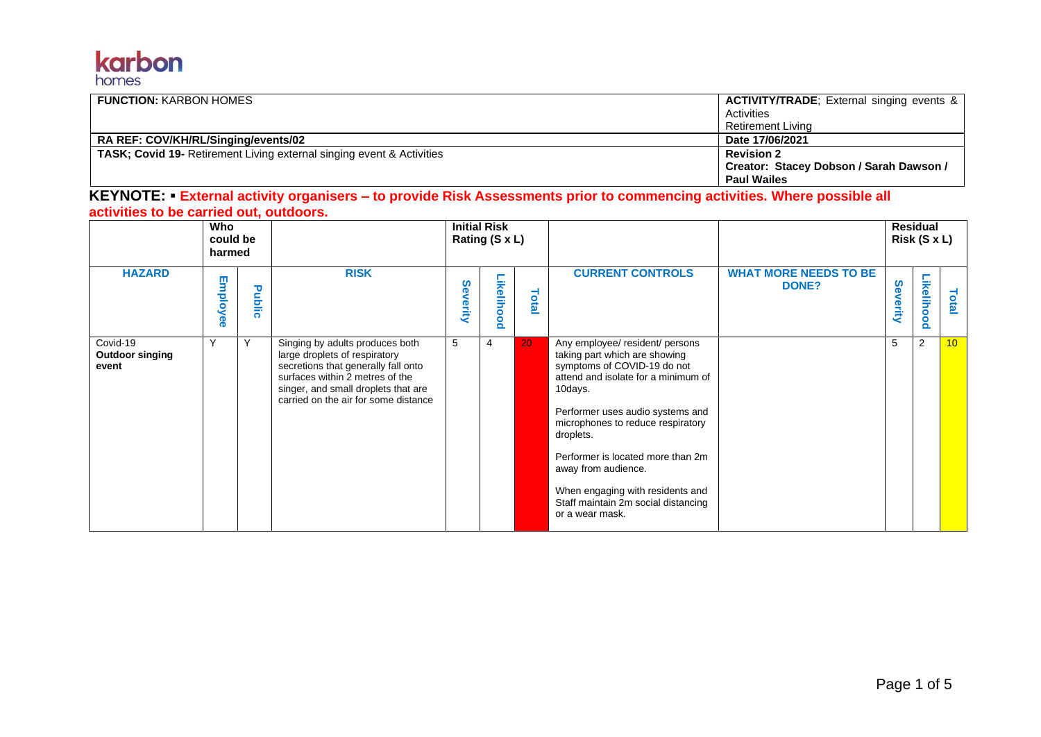karbon homes

| FUNCTION: KARBON HOMES | ACTIVITY/TRADE; External singing events & Activities Retirement Living |
| --- | --- |
| RA REF: COV/KH/RL/Singing/events/02 | Date 17/06/2021 |
| TASK; Covid 19- Retirement Living external singing event & Activities | Revision 2 Creator: Stacey Dobson / Sarah Dawson / Paul Wailes |

**KEYNOTE: ▪ External activity organisers – to provide Risk Assessments prior to commencing activities. Where possible all activities to be carried out, outdoors.**

| | Who could be harmed | | | Initial Risk Rating (S x L) | | | | | Residual Risk (S x L) | | |
| --- | --- | --- | --- | --- | --- | --- | --- | --- | --- | --- | --- |
| **HAZARD** | Employee | Public | **RISK** | Severity | Likelihood | Total | **CURRENT CONTROLS** | **WHAT MORE NEEDS TO BE DONE?** | Severity | Likelihood | Total |
| Covid-19 **Outdoor singing event** | Y | Y | Singing by adults produces both large droplets of respiratory secretions that generally fall onto surfaces within 2 metres of the singer, and small droplets that are carried on the air for some distance | 5 | 4 | 20 | Any employee/ resident/ persons taking part which are showing symptoms of COVID-19 do not attend and isolate for a minimum of 10days.<br><br>Performer uses audio systems and microphones to reduce respiratory droplets.<br><br>Performer is located more than 2m away from audience.<br><br>When engaging with residents and Staff maintain 2m social distancing or a wear mask. | | 5 | 2 | 10 |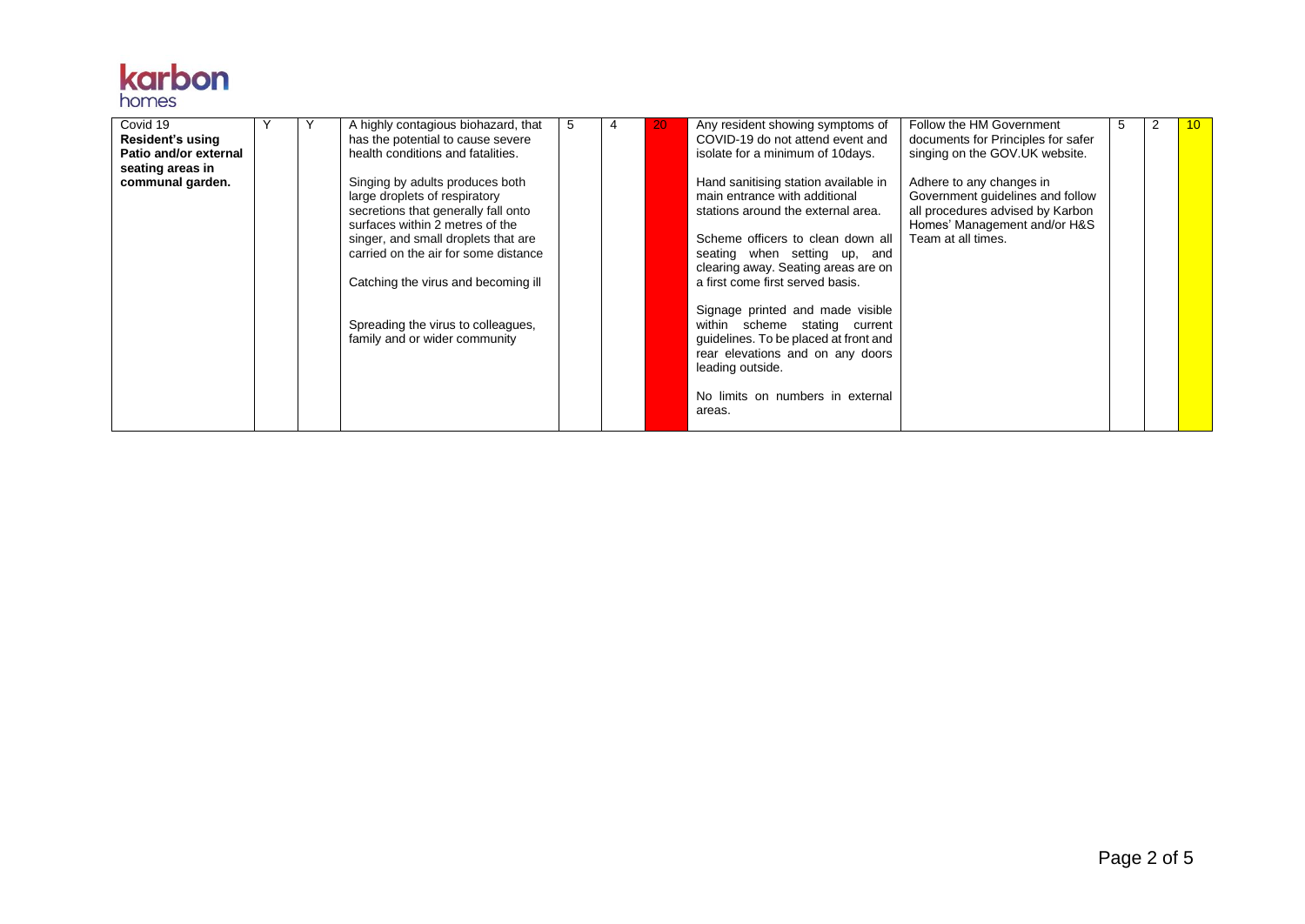| Covid 19 **Resident's using Patio and/or external seating areas in communal garden.** | Y | Y | A highly contagious biohazard, that has the potential to cause severe health conditions and fatalities.<br><br>Singing by adults produces both large droplets of respiratory secretions that generally fall onto surfaces within 2 metres of the singer, and small droplets that are carried on the air for some distance<br><br>Catching the virus and becoming ill<br><br>Spreading the virus to colleagues, family and or wider community | 5 | 4 | 20 | Any resident showing symptoms of COVID-19 do not attend event and isolate for a minimum of 10days.<br><br>Hand sanitising station available in main entrance with additional stations around the external area.<br><br>Scheme officers to clean down all seating when setting up, and clearing away. Seating areas are on a first come first served basis.<br><br>Signage printed and made visible within scheme stating current guidelines. To be placed at front and rear elevations and on any doors leading outside.<br><br>No limits on numbers in external areas. | Follow the HM Government documents for Principles for safer singing on the GOV.UK website.<br><br>Adhere to any changes in Government guidelines and follow all procedures advised by Karbon Homes' Management and/or H&S Team at all times. | 5 | 2 | 10 |
|---|---|---|---|---|---|---|---|---|---|---|---|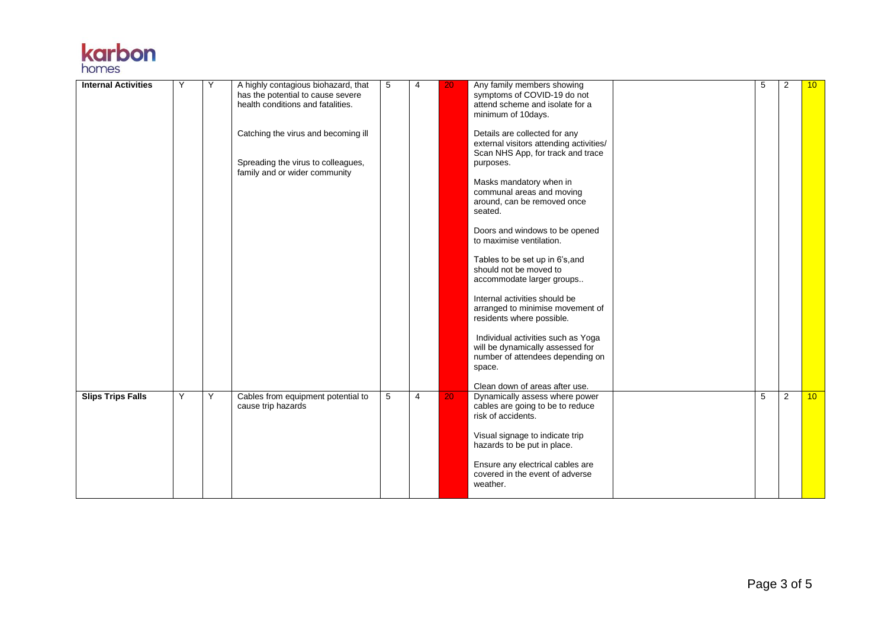| Internal Activities | Y | Y | A highly contagious biohazard, that has the potential to cause severe health conditions and fatalities.<br><br>Catching the virus and becoming ill<br><br>Spreading the virus to colleagues, family and or wider community | 5 | 4 | 20 | Any family members showing symptoms of COVID-19 do not attend scheme and isolate for a minimum of 10days.<br><br>Details are collected for any external visitors attending activities/ Scan NHS App, for track and trace purposes.<br><br>Masks mandatory when in communal areas and moving around, can be removed once seated.<br><br>Doors and windows to be opened to maximise ventilation.<br><br>Tables to be set up in 6's,and should not be moved to accommodate larger groups..<br><br>Internal activities should be arranged to minimise movement of residents where possible.<br><br>Individual activities such as Yoga will be dynamically assessed for number of attendees depending on space.<br><br>Clean down of areas after use. | | 5 | 2 | 10 |
|---|---|---|---|---|---|---|---|---|---|---|---|
| **Slips Trips Falls** | Y | Y | Cables from equipment potential to cause trip hazards | 5 | 4 | 20 | Dynamically assess where power cables are going to be to reduce risk of accidents.<br><br>Visual signage to indicate trip hazards to be put in place.<br><br>Ensure any electrical cables are covered in the event of adverse weather. | | 5 | 2 | 10 |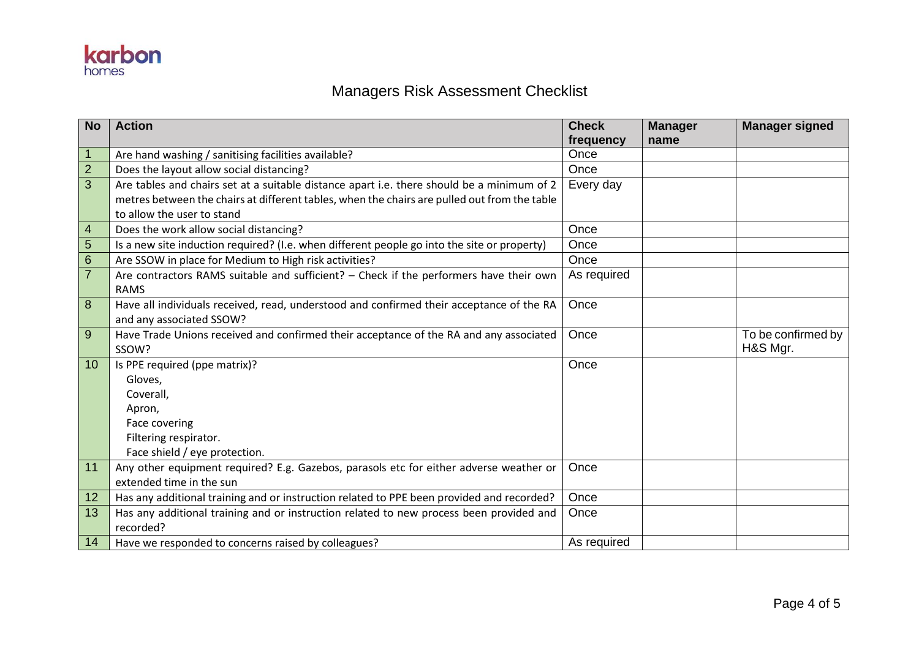karbon homes

# Managers Risk Assessment Checklist

| No | Action | Check frequency | Manager name | Manager signed |
|---|---|---|---|---|
| 1 | Are hand washing / sanitising facilities available? | Once | | |
| 2 | Does the layout allow social distancing? | Once | | |
| 3 | Are tables and chairs set at a suitable distance apart i.e. there should be a minimum of 2 metres between the chairs at different tables, when the chairs are pulled out from the table to allow the user to stand | Every day | | |
| 4 | Does the work allow social distancing? | Once | | |
| 5 | Is a new site induction required? (I.e. when different people go into the site or property) | Once | | |
| 6 | Are SSOW in place for Medium to High risk activities? | Once | | |
| 7 | Are contractors RAMS suitable and sufficient? – Check if the performers have their own RAMS | As required | | |
| 8 | Have all individuals received, read, understood and confirmed their acceptance of the RA and any associated SSOW? | Once | | |
| 9 | Have Trade Unions received and confirmed their acceptance of the RA and any associated SSOW? | Once | | To be confirmed by H&S Mgr. |
| 10 | Is PPE required (ppe matrix)?<br>Gloves,<br>Coverall,<br>Apron,<br>Face covering<br>Filtering respirator.<br>Face shield / eye protection. | Once | | |
| 11 | Any other equipment required? E.g. Gazebos, parasols etc for either adverse weather or extended time in the sun | Once | | |
| 12 | Has any additional training and or instruction related to PPE been provided and recorded? | Once | | |
| 13 | Has any additional training and or instruction related to new process been provided and recorded? | Once | | |
| 14 | Have we responded to concerns raised by colleagues? | As required | | |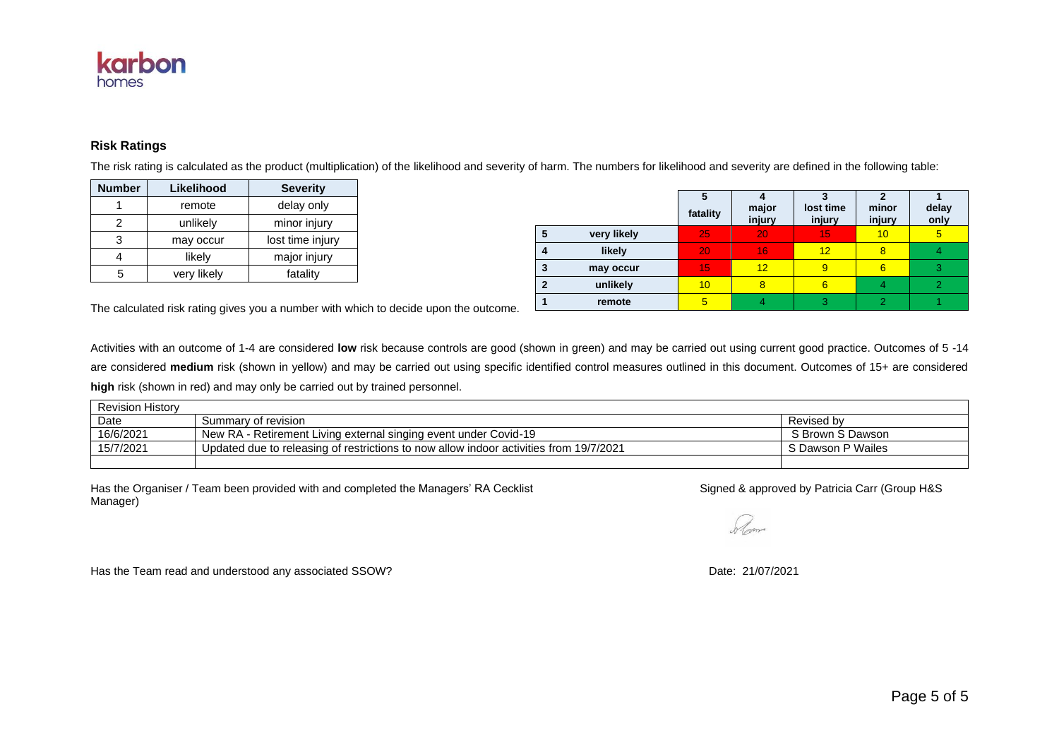## Risk Ratings

The risk rating is calculated as the product (multiplication) of the likelihood and severity of harm. The numbers for likelihood and severity are defined in the following table:

| Number | Likelihood | Severity |
|---|---|---|
| 1 | remote | delay only |
| 2 | unlikely | minor injury |
| 3 | may occur | lost time injury |
| 4 | likely | major injury |
| 5 | very likely | fatality |

| | | 5 fatality | 4 major injury | 3 lost time injury | 2 minor injury | 1 delay only |
|---|---|---|---|---|---|---|
| 5 | very likely | 25 | 20 | 15 | 10 | 5 |
| 4 | likely | 20 | 16 | 12 | 8 | 4 |
| 3 | may occur | 15 | 12 | 9 | 6 | 3 |
| 2 | unlikely | 10 | 8 | 6 | 4 | 2 |
| 1 | remote | 5 | 4 | 3 | 2 | 1 |

The calculated risk rating gives you a number with which to decide upon the outcome.

Activities with an outcome of 1-4 are considered **low** risk because controls are good (shown in green) and may be carried out using current good practice. Outcomes of 5 -14 are considered **medium** risk (shown in yellow) and may be carried out using specific identified control measures outlined in this document. Outcomes of 15+ are considered **high** risk (shown in red) and may only be carried out by trained personnel.

| Revision History | | |
|---|---|---|
| Date | Summary of revision | Revised by |
| 16/6/2021 | New RA - Retirement Living external singing event under Covid-19 | S Brown S Dawson |
| 15/7/2021 | Updated due to releasing of restrictions to now allow indoor activities from 19/7/2021 | S Dawson P Wailes |
| | | |

Has the Organiser / Team been provided with and completed the Managers' RA Ceclist Manager)

Signed & approved by Patricia Carr (Group H&S

Has the Team read and understood any associated SSOW?

Date: 21/07/2021